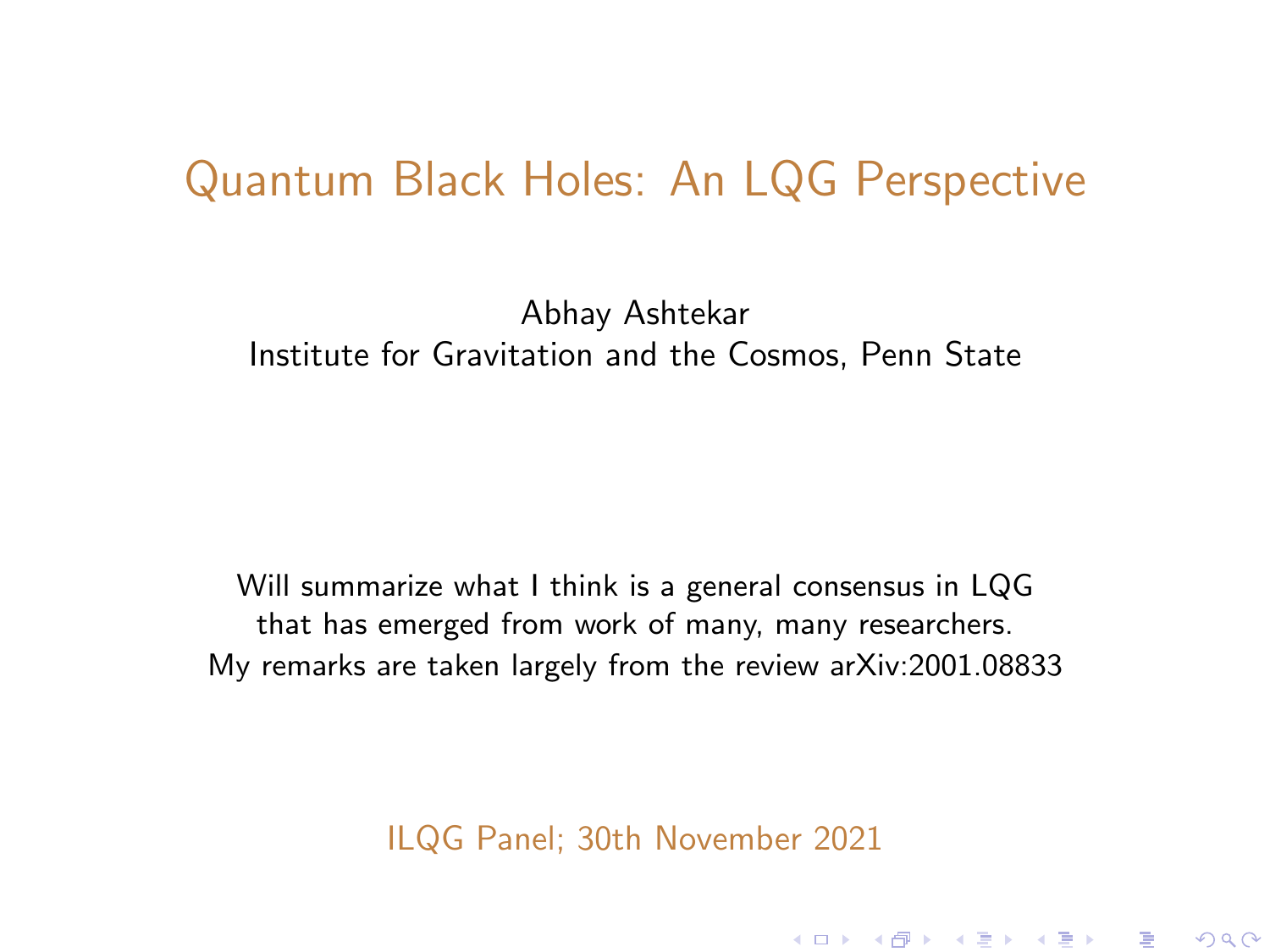# Quantum Black Holes: An LQG Perspective

Abhay Ashtekar
Institute for Gravitation and the Cosmos, Penn State

Will summarize what I think is a general consensus in LQG that has emerged from work of many, many researchers. My remarks are taken largely from the review arXiv:2001.08833

ILQG Panel; 30th November 2021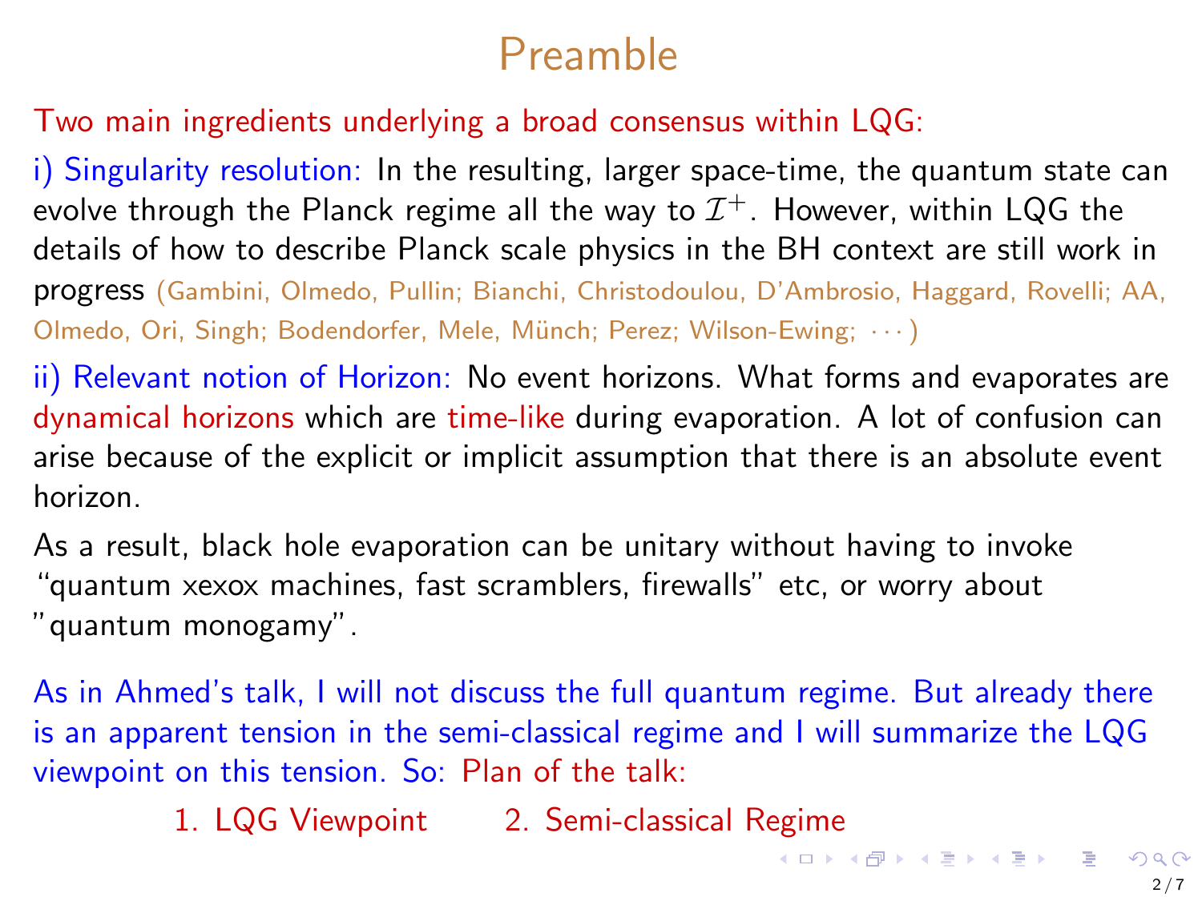# Preamble

Two main ingredients underlying a broad consensus within LQG:

i) Singularity resolution: In the resulting, larger space-time, the quantum state can evolve through the Planck regime all the way to $\mathcal{I}^+$. However, within LQG the details of how to describe Planck scale physics in the BH context are still work in progress (Gambini, Olmedo, Pullin; Bianchi, Christodoulou, D'Ambrosio, Haggard, Rovelli; AA, Olmedo, Ori, Singh; Bodendorfer, Mele, Münch; Perez; Wilson-Ewing; $\cdots$)

ii) Relevant notion of Horizon: No event horizons. What forms and evaporates are dynamical horizons which are time-like during evaporation. A lot of confusion can arise because of the explicit or implicit assumption that there is an absolute event horizon.

As a result, black hole evaporation can be unitary without having to invoke "quantum xexox machines, fast scramblers, firewalls" etc, or worry about "quantum monogamy".

As in Ahmed's talk, I will not discuss the full quantum regime. But already there is an apparent tension in the semi-classical regime and I will summarize the LQG viewpoint on this tension. So: Plan of the talk:

1. LQG Viewpoint
2. Semi-classical Regime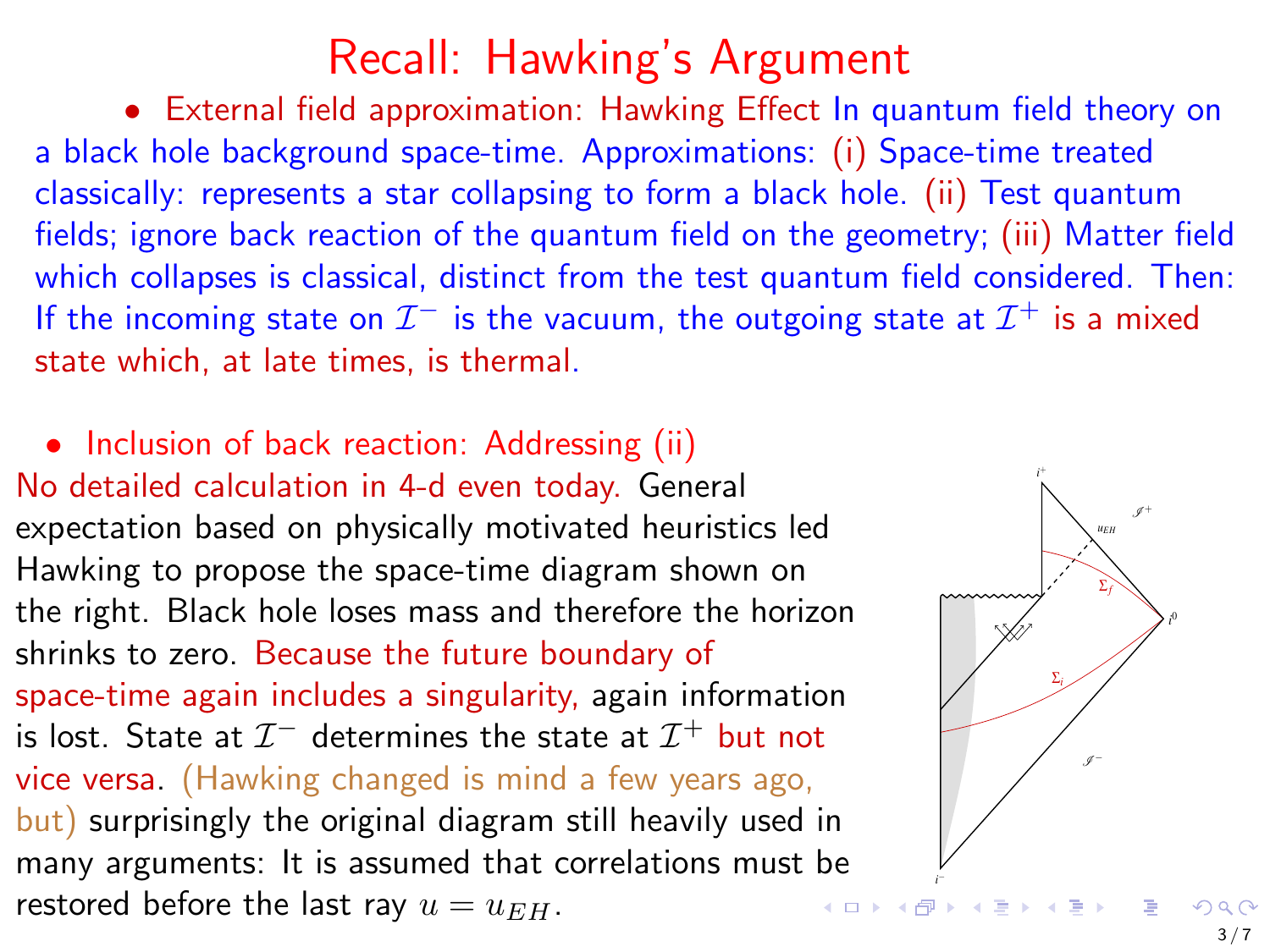# Recall: Hawking's Argument

- External field approximation: Hawking Effect In quantum field theory on a black hole background space-time. Approximations: (i) Space-time treated classically: represents a star collapsing to form a black hole. (ii) Test quantum fields; ignore back reaction of the quantum field on the geometry; (iii) Matter field which collapses is classical, distinct from the test quantum field considered. Then: If the incoming state on $\mathcal{I}^-$ is the vacuum, the outgoing state at $\mathcal{I}^+$ is a mixed state which, at late times, is thermal.

- Inclusion of back reaction: Addressing (ii)

No detailed calculation in 4-d even today. General expectation based on physically motivated heuristics led Hawking to propose the space-time diagram shown on the right. Black hole loses mass and therefore the horizon shrinks to zero. Because the future boundary of space-time again includes a singularity, again information is lost. State at $\mathcal{I}^-$ determines the state at $\mathcal{I}^+$ but not vice versa. (Hawking changed is mind a few years ago, but) surprisingly the original diagram still heavily used in many arguments: It is assumed that correlations must be restored before the last ray $u = u_{EH}$.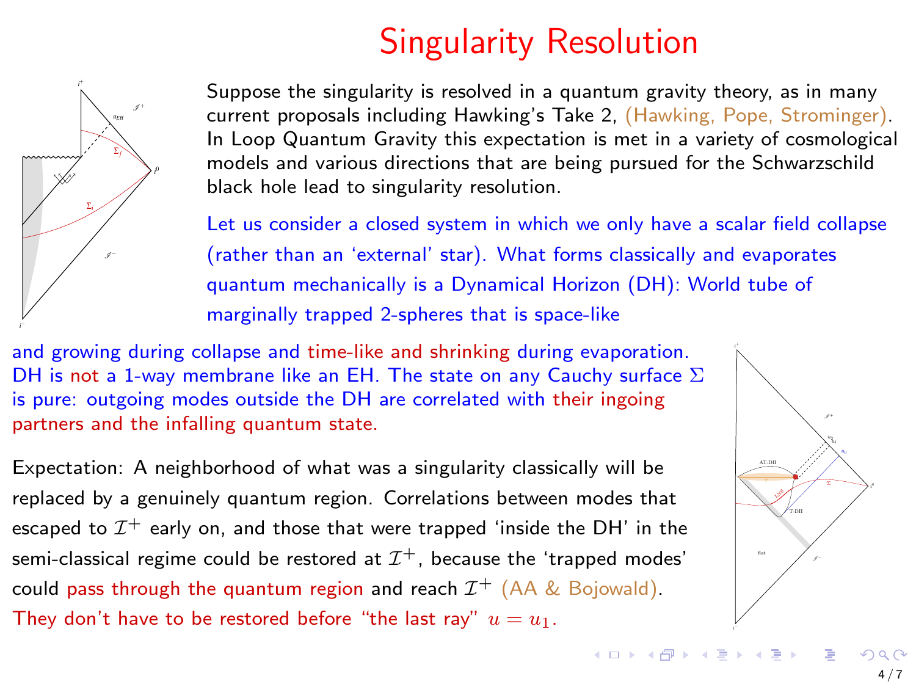# Singularity Resolution

Suppose the singularity is resolved in a quantum gravity theory, as in many current proposals including Hawking's Take 2, (Hawking, Pope, Strominger). In Loop Quantum Gravity this expectation is met in a variety of cosmological models and various directions that are being pursued for the Schwarzschild black hole lead to singularity resolution.

Let us consider a closed system in which we only have a scalar field collapse (rather than an 'external' star). What forms classically and evaporates quantum mechanically is a Dynamical Horizon (DH): World tube of marginally trapped 2-spheres that is space-like and growing during collapse and time-like and shrinking during evaporation. DH is not a 1-way membrane like an EH. The state on any Cauchy surface $\Sigma$ is pure: outgoing modes outside the DH are correlated with their ingoing partners and the infalling quantum state.

Expectation: A neighborhood of what was a singularity classically will be replaced by a genuinely quantum region. Correlations between modes that escaped to $\mathcal{I}^+$ early on, and those that were trapped 'inside the DH' in the semi-classical regime could be restored at $\mathcal{I}^+$, because the 'trapped modes' could pass through the quantum region and reach $\mathcal{I}^+$ (AA & Bojowald). They don't have to be restored before "the last ray" $u = u_1$.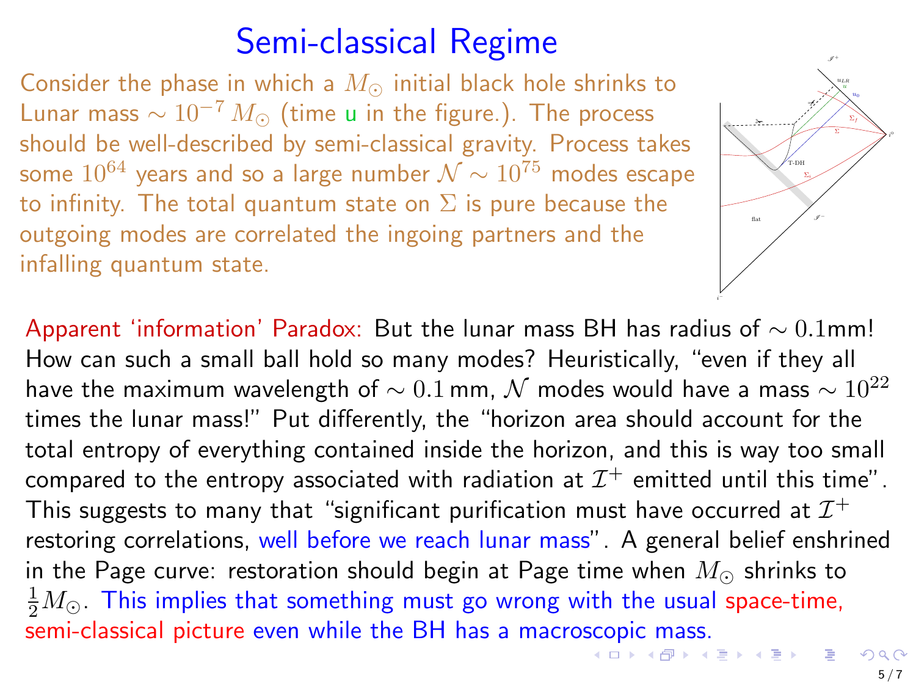# Semi-classical Regime

Consider the phase in which a $M_\odot$ initial black hole shrinks to Lunar mass $\sim 10^{-7}\, M_\odot$ (time u in the figure.). The process should be well-described by semi-classical gravity. Process takes some $10^{64}$ years and so a large number $\mathcal{N} \sim 10^{75}$ modes escape to infinity. The total quantum state on $\Sigma$ is pure because the outgoing modes are correlated the ingoing partners and the infalling quantum state.

Apparent 'information' Paradox: But the lunar mass BH has radius of $\sim 0.1$mm! How can such a small ball hold so many modes? Heuristically, "even if they all have the maximum wavelength of $\sim 0.1$ mm, $\mathcal{N}$ modes would have a mass $\sim 10^{22}$ times the lunar mass!" Put differently, the "horizon area should account for the total entropy of everything contained inside the horizon, and this is way too small compared to the entropy associated with radiation at $\mathcal{I}^+$ emitted until this time". This suggests to many that "significant purification must have occurred at $\mathcal{I}^+$ restoring correlations, well before we reach lunar mass". A general belief enshrined in the Page curve: restoration should begin at Page time when $M_\odot$ shrinks to $\frac{1}{2}M_\odot$. This implies that something must go wrong with the usual space-time, semi-classical picture even while the BH has a macroscopic mass.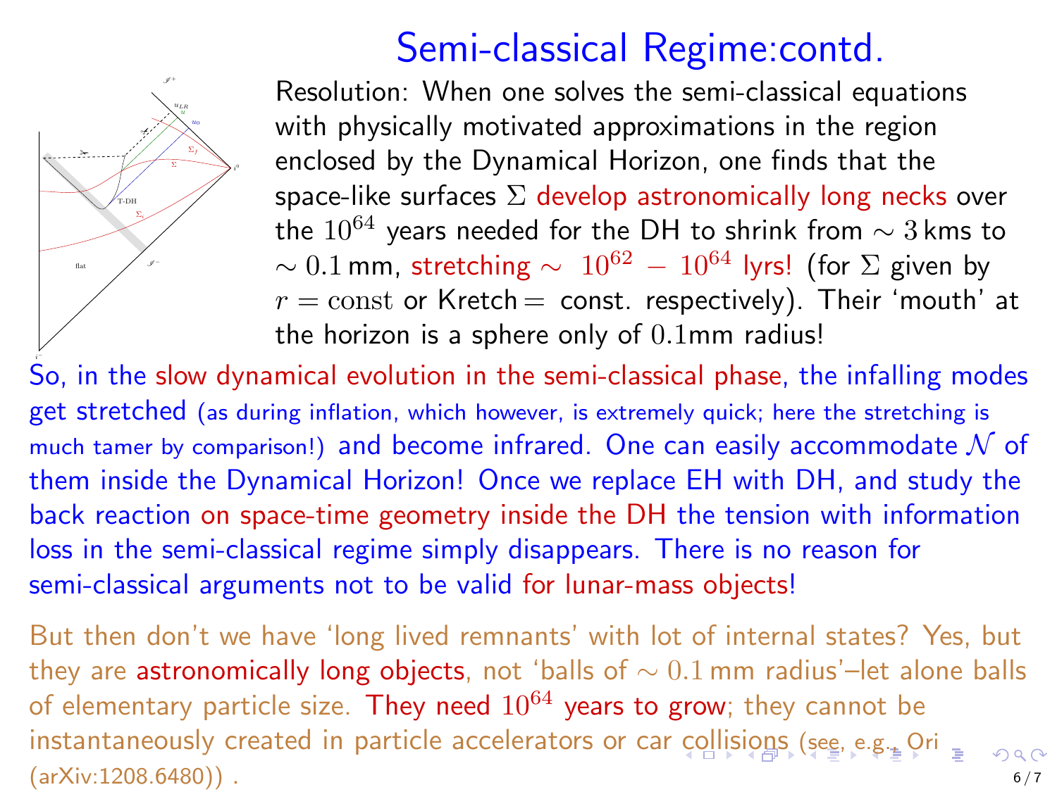# Semi-classical Regime:contd.

Resolution: When one solves the semi-classical equations with physically motivated approximations in the region enclosed by the Dynamical Horizon, one finds that the space-like surfaces $\Sigma$ develop astronomically long necks over the $10^{64}$ years needed for the DH to shrink from $\sim 3$ kms to $\sim 0.1$ mm, stretching $\sim\ 10^{62}\ -\ 10^{64}$ lyrs! (for $\Sigma$ given by $r = \text{const}$ or Kretch $=$ const. respectively). Their 'mouth' at the horizon is a sphere only of $0.1$mm radius!

So, in the slow dynamical evolution in the semi-classical phase, the infalling modes get stretched (as during inflation, which however, is extremely quick; here the stretching is much tamer by comparison!) and become infrared. One can easily accommodate $\mathcal{N}$ of them inside the Dynamical Horizon! Once we replace EH with DH, and study the back reaction on space-time geometry inside the DH the tension with information loss in the semi-classical regime simply disappears. There is no reason for semi-classical arguments not to be valid for lunar-mass objects!

But then don't we have 'long lived remnants' with lot of internal states? Yes, but they are astronomically long objects, not 'balls of $\sim 0.1$ mm radius'–let alone balls of elementary particle size. They need $10^{64}$ years to grow; they cannot be instantaneously created in particle accelerators or car collisions (see, e.g., Ori (arXiv:1208.6480)) .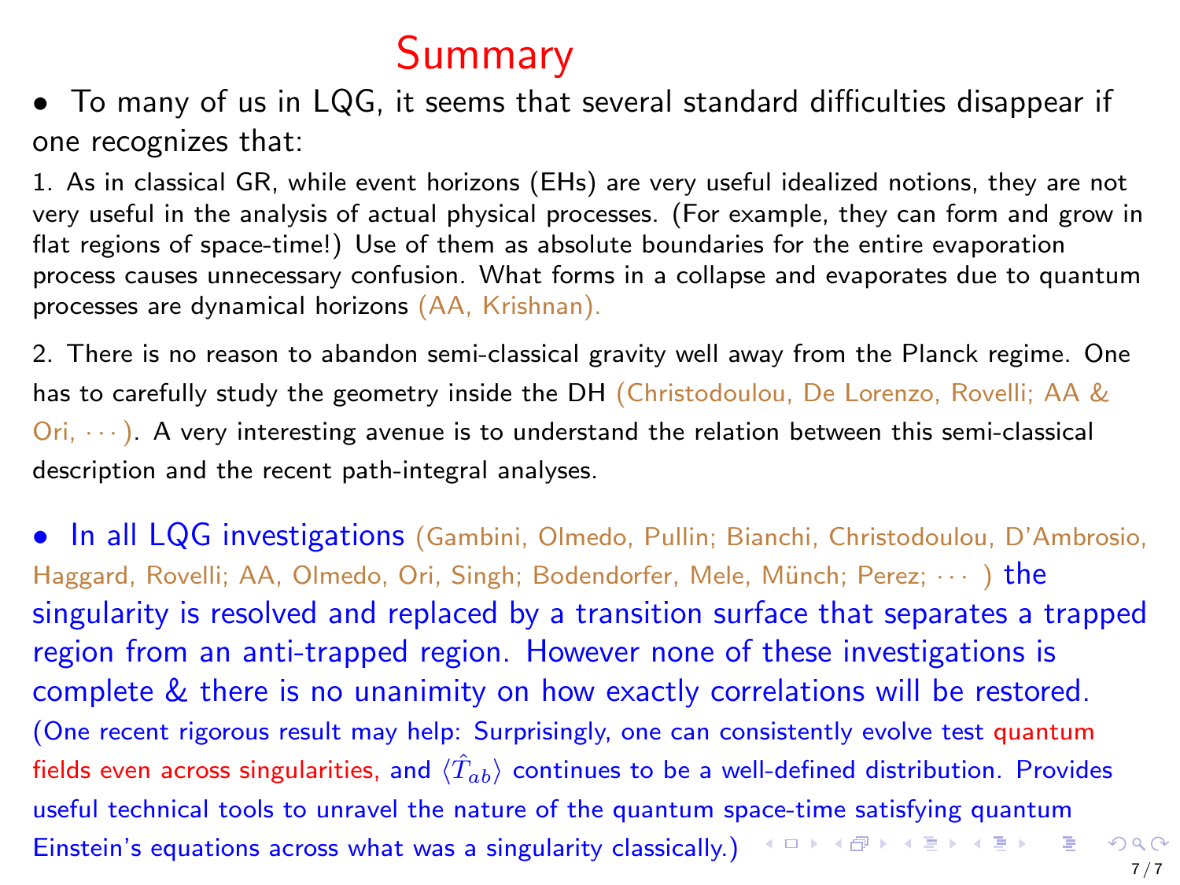# Summary

- To many of us in LQG, it seems that several standard difficulties disappear if one recognizes that:

1. As in classical GR, while event horizons (EHs) are very useful idealized notions, they are not very useful in the analysis of actual physical processes. (For example, they can form and grow in flat regions of space-time!) Use of them as absolute boundaries for the entire evaporation process causes unnecessary confusion. What forms in a collapse and evaporates due to quantum processes are dynamical horizons (AA, Krishnan).

2. There is no reason to abandon semi-classical gravity well away from the Planck regime. One has to carefully study the geometry inside the DH (Christodoulou, De Lorenzo, Rovelli; AA & Ori, $\cdots$). A very interesting avenue is to understand the relation between this semi-classical description and the recent path-integral analyses.

- In all LQG investigations (Gambini, Olmedo, Pullin; Bianchi, Christodoulou, D'Ambrosio, Haggard, Rovelli; AA, Olmedo, Ori, Singh; Bodendorfer, Mele, Münch; Perez; $\cdots$ ) the singularity is resolved and replaced by a transition surface that separates a trapped region from an anti-trapped region. However none of these investigations is complete & there is no unanimity on how exactly correlations will be restored. (One recent rigorous result may help: Surprisingly, one can consistently evolve test quantum fields even across singularities, and $\langle \hat{T}_{ab} \rangle$ continues to be a well-defined distribution. Provides useful technical tools to unravel the nature of the quantum space-time satisfying quantum Einstein's equations across what was a singularity classically.)